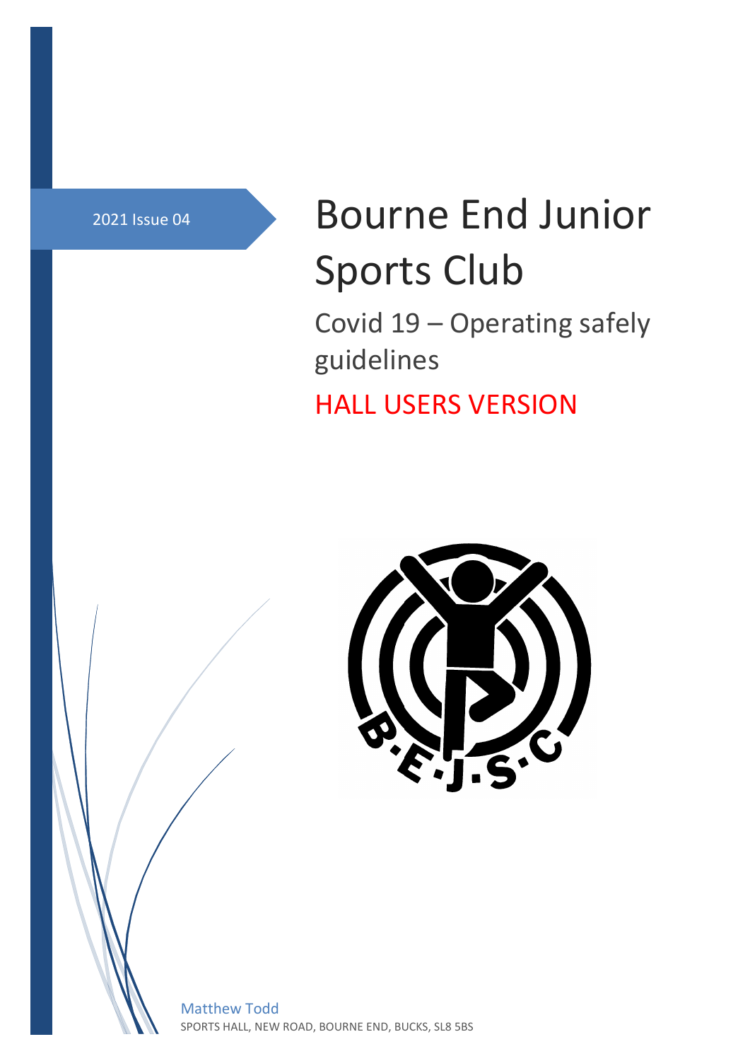2021 Issue 04

# Bourne End Junior Sports Club

## Covid 19 – Operating safely guidelines

## HALL USERS VERSION

Matthew Todd

SPORTS HALL, NEW ROAD, BOURNE END, BUCKS, SL8 5BS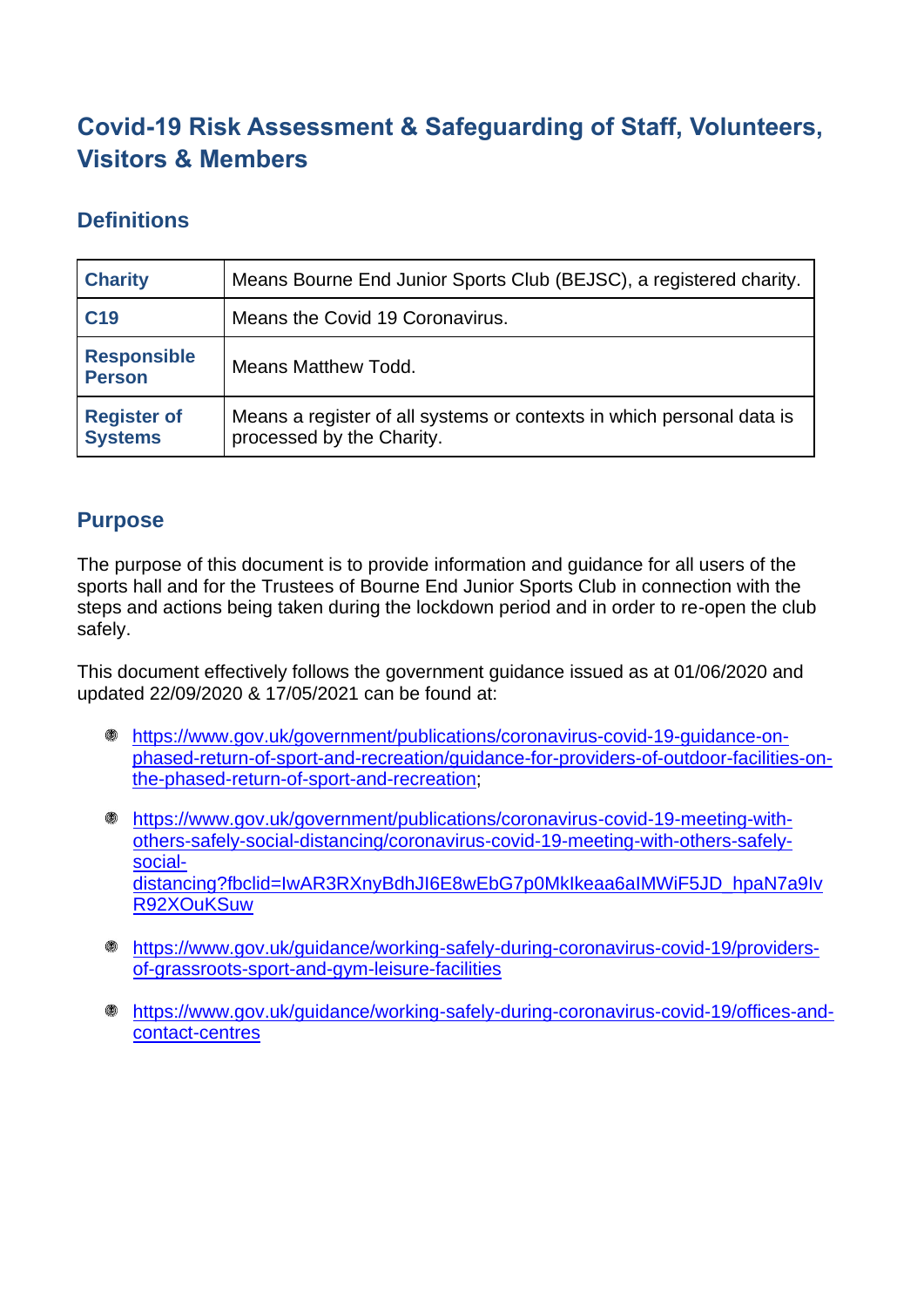# Covid-19 Risk Assessment & Safeguarding of Staff, Volunteers, Visitors & Members

## Definitions

| | |
|---|---|
| **Charity** | Means Bourne End Junior Sports Club (BEJSC), a registered charity. |
| **C19** | Means the Covid 19 Coronavirus. |
| **Responsible Person** | Means Matthew Todd. |
| **Register of Systems** | Means a register of all systems or contexts in which personal data is processed by the Charity. |

## Purpose

The purpose of this document is to provide information and guidance for all users of the sports hall and for the Trustees of Bourne End Junior Sports Club in connection with the steps and actions being taken during the lockdown period and in order to re-open the club safely.

This document effectively follows the government guidance issued as at 01/06/2020 and updated 22/09/2020 & 17/05/2021 can be found at:

- https://www.gov.uk/government/publications/coronavirus-covid-19-guidance-on-phased-return-of-sport-and-recreation/guidance-for-providers-of-outdoor-facilities-on-the-phased-return-of-sport-and-recreation;
- https://www.gov.uk/government/publications/coronavirus-covid-19-meeting-with-others-safely-social-distancing/coronavirus-covid-19-meeting-with-others-safely-social-distancing?fbclid=IwAR3RXnyBdhJI6E8wEbG7p0MkIkeaa6aIMWiF5JD_hpaN7a9IvR92XOuKSuw
- https://www.gov.uk/guidance/working-safely-during-coronavirus-covid-19/providers-of-grassroots-sport-and-gym-leisure-facilities
- https://www.gov.uk/guidance/working-safely-during-coronavirus-covid-19/offices-and-contact-centres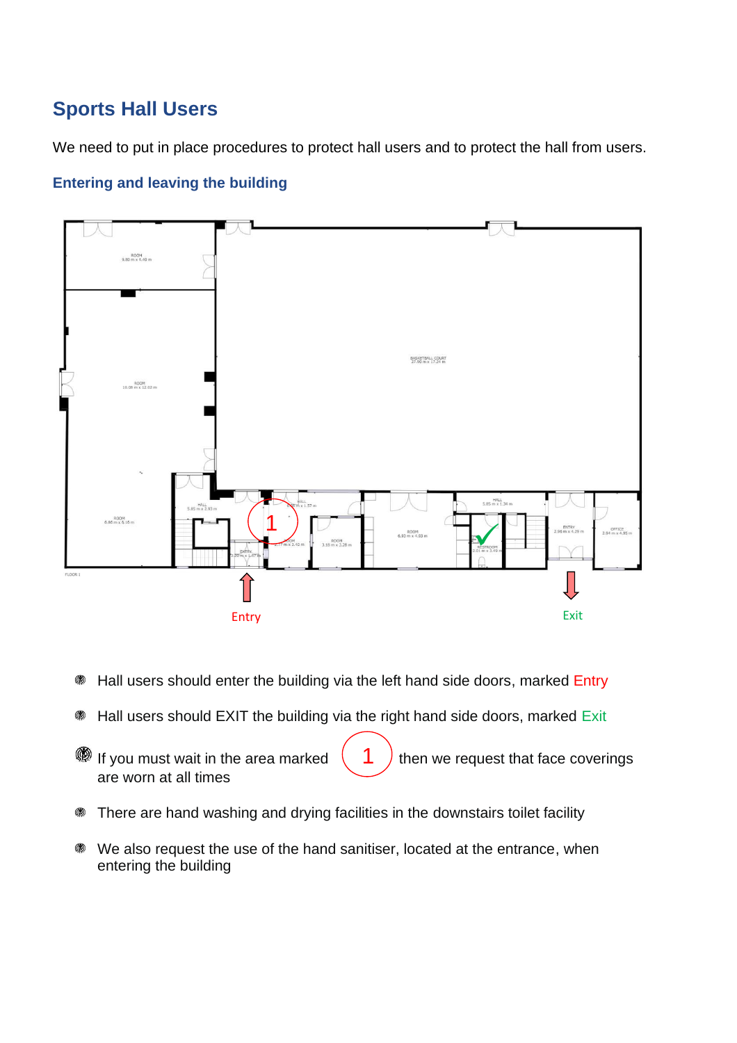## Sports Hall Users

We need to put in place procedures to protect hall users and to protect the hall from users.

### Entering and leaving the building

- Hall users should enter the building via the left hand side doors, marked Entry
- Hall users should EXIT the building via the right hand side doors, marked Exit
- If you must wait in the area marked 1 then we request that face coverings are worn at all times
- There are hand washing and drying facilities in the downstairs toilet facility
- We also request the use of the hand sanitiser, located at the entrance, when entering the building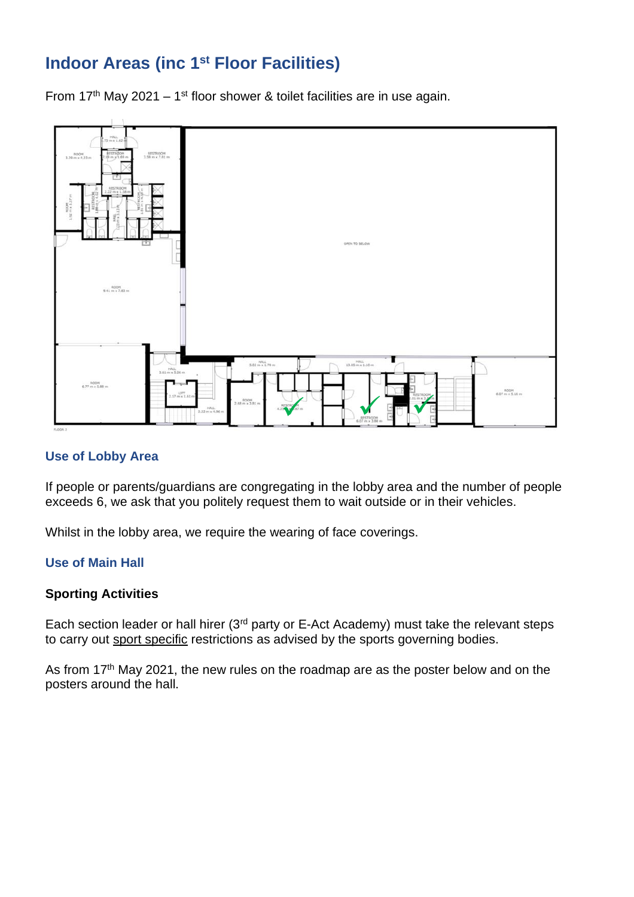## Indoor Areas (inc 1st Floor Facilities)

From 17th May 2021 – 1st floor shower & toilet facilities are in use again.

### Use of Lobby Area

If people or parents/guardians are congregating in the lobby area and the number of people exceeds 6, we ask that you politely request them to wait outside or in their vehicles.

Whilst in the lobby area, we require the wearing of face coverings.

### Use of Main Hall

**Sporting Activities**

Each section leader or hall hirer (3rd party or E-Act Academy) must take the relevant steps to carry out sport specific restrictions as advised by the sports governing bodies.

As from 17th May 2021, the new rules on the roadmap are as the poster below and on the posters around the hall.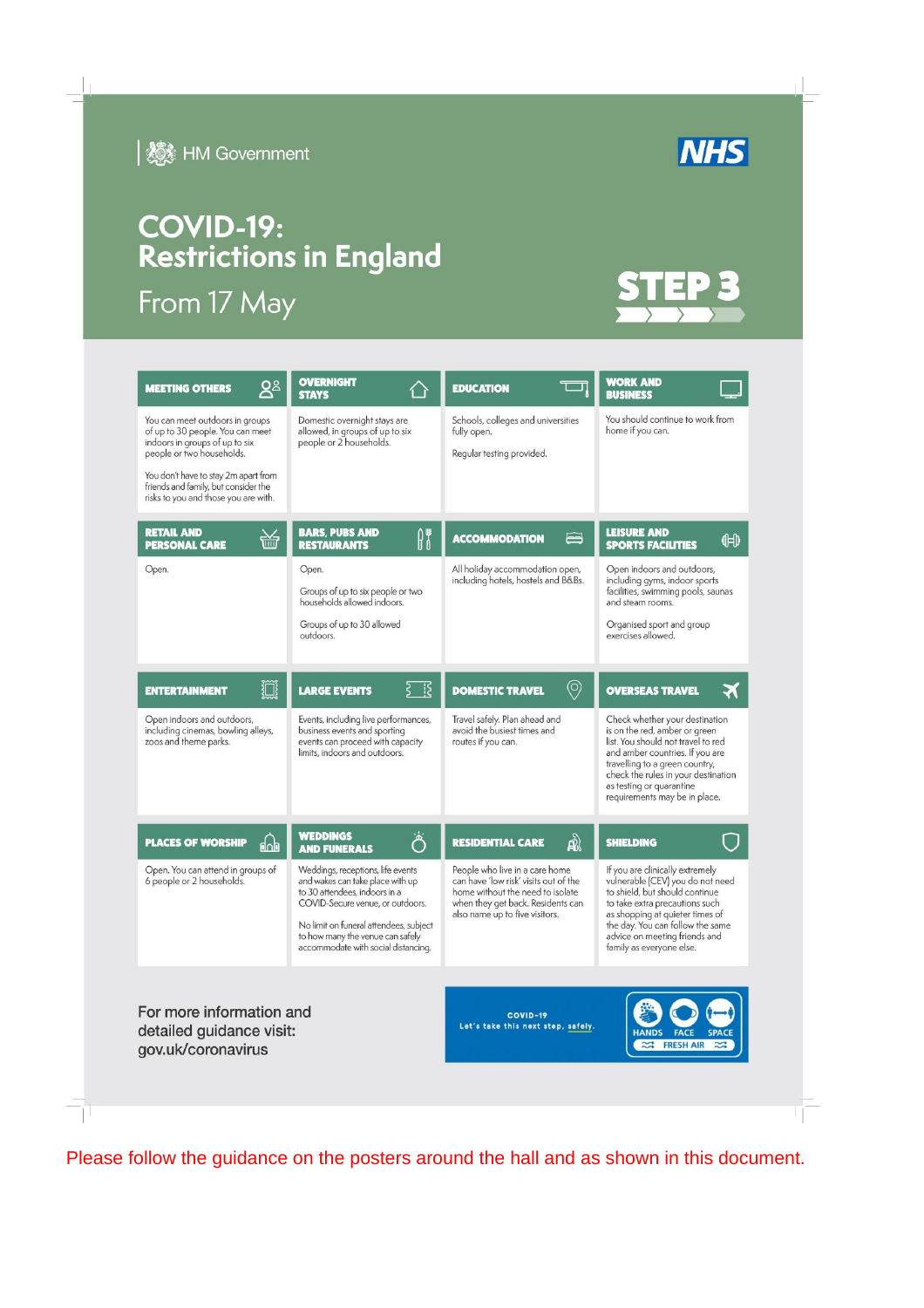HM Government

NHS

# COVID-19: Restrictions in England

## From 17 May

**STEP 3**

### MEETING OTHERS

You can meet outdoors in groups of up to 30 people. You can meet indoors in groups of up to six people or two households.

You don't have to stay 2m apart from friends and family, but consider the risks to you and those you are with.

### OVERNIGHT STAYS

Domestic overnight stays are allowed, in groups of up to six people or 2 households.

### EDUCATION

Schools, colleges and universities fully open.

Regular testing provided.

### WORK AND BUSINESS

You should continue to work from home if you can.

### RETAIL AND PERSONAL CARE

Open.

### BARS, PUBS AND RESTAURANTS

Open.

Groups of up to six people or two households allowed indoors.

Groups of up to 30 allowed outdoors.

### ACCOMMODATION

All holiday accommodation open, including hotels, hostels and B&Bs.

### LEISURE AND SPORTS FACILITIES

Open indoors and outdoors, including gyms, indoor sports facilities, swimming pools, saunas and steam rooms.

Organised sport and group exercises allowed.

### ENTERTAINMENT

Open indoors and outdoors, including cinemas, bowling alleys, zoos and theme parks.

### LARGE EVENTS

Events, including live performances, business events and sporting events can proceed with capacity limits, indoors and outdoors.

### DOMESTIC TRAVEL

Travel safely. Plan ahead and avoid the busiest times and routes if you can.

### OVERSEAS TRAVEL

Check whether your destination is on the red, amber or green list. You should not travel to red and amber countries. If you are travelling to a green country, check the rules in your destination as testing or quarantine requirements may be in place.

### PLACES OF WORSHIP

Open. You can attend in groups of 6 people or 2 households.

### WEDDINGS AND FUNERALS

Weddings, receptions, life events and wakes can take place with up to 30 attendees, indoors in a COVID-Secure venue, or outdoors.

No limit on funeral attendees, subject to how many the venue can safely accommodate with social distancing.

### RESIDENTIAL CARE

People who live in a care home can have 'low risk' visits out of the home without the need to isolate when they get back. Residents can also name up to five visitors.

### SHIELDING

If you are clinically extremely vulnerable (CEV) you do not need to shield, but should continue to take extra precautions such as shopping at quieter times of the day. You can follow the same advice on meeting friends and family as everyone else.

For more information and detailed guidance visit: gov.uk/coronavirus

COVID-19
Let's take this next step, safely.

HANDS FACE SPACE
FRESH AIR

Please follow the guidance on the posters around the hall and as shown in this document.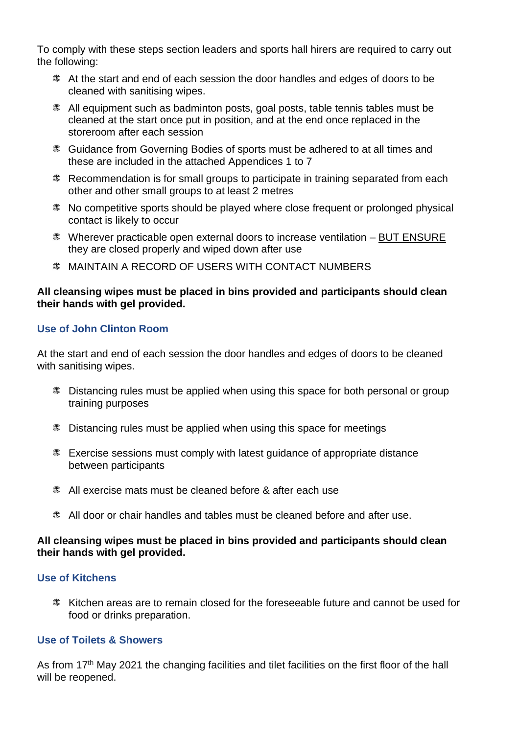To comply with these steps section leaders and sports hall hirers are required to carry out the following:

- At the start and end of each session the door handles and edges of doors to be cleaned with sanitising wipes.
- All equipment such as badminton posts, goal posts, table tennis tables must be cleaned at the start once put in position, and at the end once replaced in the storeroom after each session
- Guidance from Governing Bodies of sports must be adhered to at all times and these are included in the attached Appendices 1 to 7
- Recommendation is for small groups to participate in training separated from each other and other small groups to at least 2 metres
- No competitive sports should be played where close frequent or prolonged physical contact is likely to occur
- Wherever practicable open external doors to increase ventilation – <u>BUT ENSURE</u> they are closed properly and wiped down after use
- MAINTAIN A RECORD OF USERS WITH CONTACT NUMBERS

**All cleansing wipes must be placed in bins provided and participants should clean their hands with gel provided.**

### Use of John Clinton Room

At the start and end of each session the door handles and edges of doors to be cleaned with sanitising wipes.

- Distancing rules must be applied when using this space for both personal or group training purposes
- Distancing rules must be applied when using this space for meetings
- Exercise sessions must comply with latest guidance of appropriate distance between participants
- All exercise mats must be cleaned before & after each use
- All door or chair handles and tables must be cleaned before and after use.

**All cleansing wipes must be placed in bins provided and participants should clean their hands with gel provided.**

### Use of Kitchens

- Kitchen areas are to remain closed for the foreseeable future and cannot be used for food or drinks preparation.

### Use of Toilets & Showers

As from 17th May 2021 the changing facilities and tilet facilities on the first floor of the hall will be reopened.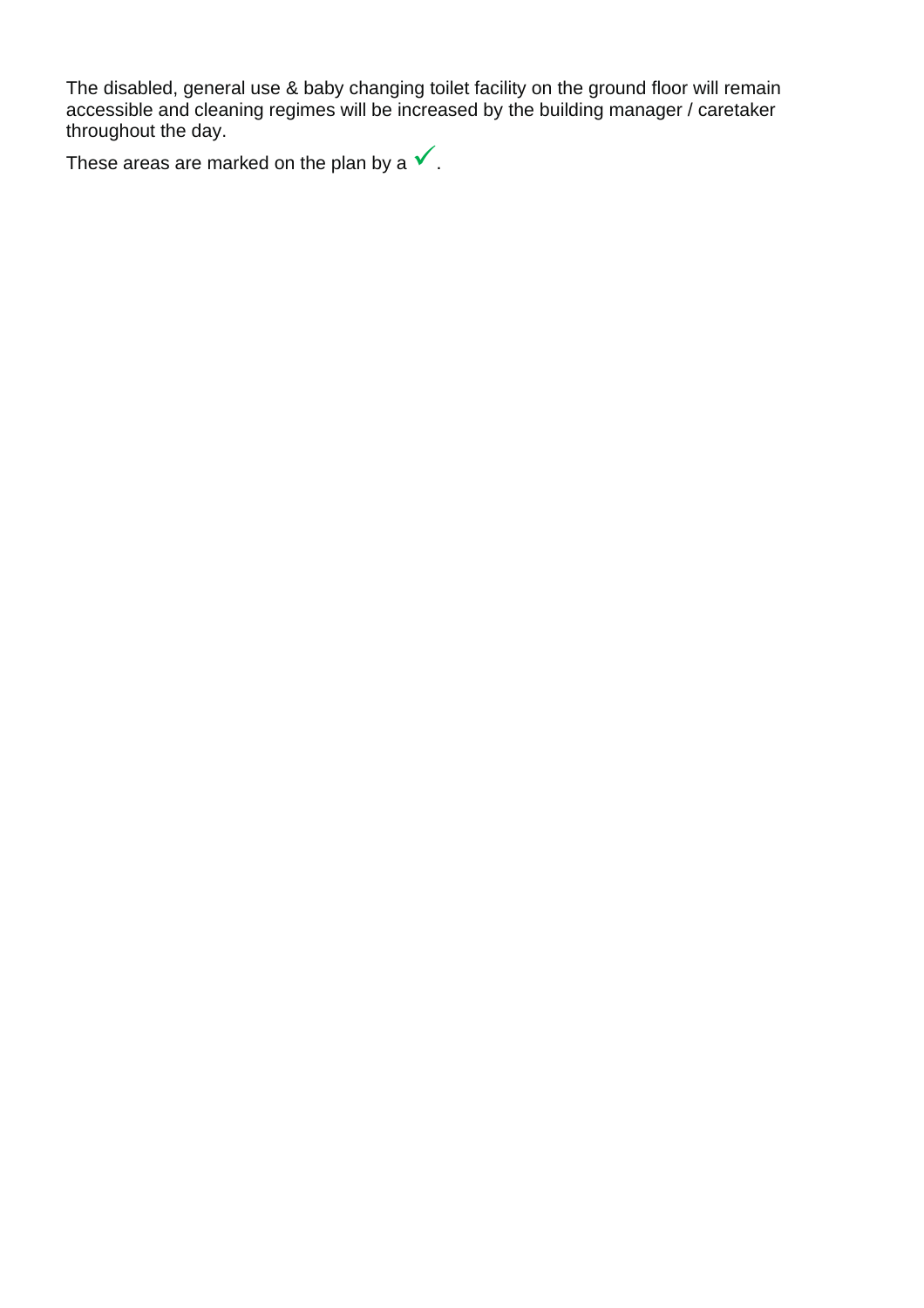The disabled, general use & baby changing toilet facility on the ground floor will remain accessible and cleaning regimes will be increased by the building manager / caretaker throughout the day.

These areas are marked on the plan by a ✓.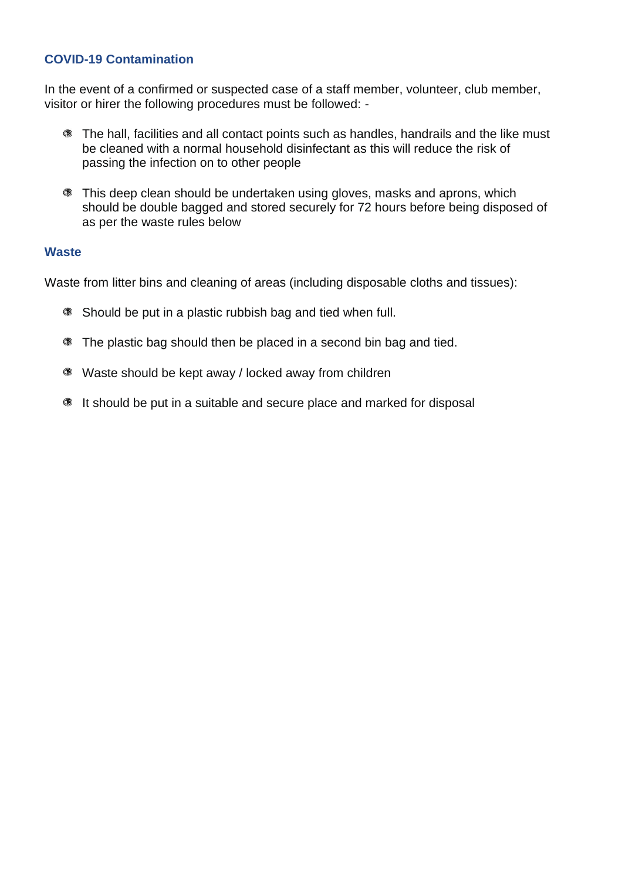### COVID-19 Contamination

In the event of a confirmed or suspected case of a staff member, volunteer, club member, visitor or hirer the following procedures must be followed: -

- The hall, facilities and all contact points such as handles, handrails and the like must be cleaned with a normal household disinfectant as this will reduce the risk of passing the infection on to other people
- This deep clean should be undertaken using gloves, masks and aprons, which should be double bagged and stored securely for 72 hours before being disposed of as per the waste rules below

### Waste

Waste from litter bins and cleaning of areas (including disposable cloths and tissues):

- Should be put in a plastic rubbish bag and tied when full.
- The plastic bag should then be placed in a second bin bag and tied.
- Waste should be kept away / locked away from children
- It should be put in a suitable and secure place and marked for disposal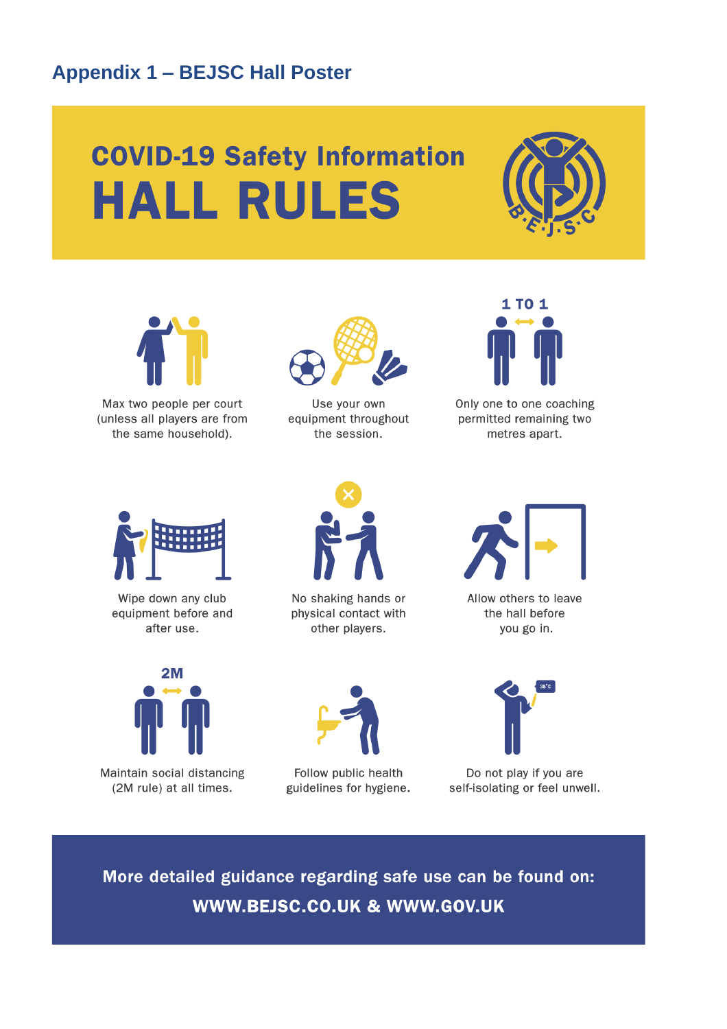## Appendix 1 – BEJSC Hall Poster

# COVID-19 Safety Information
# HALL RULES

B·E·J·S·C

Max two people per court (unless all players are from the same household).

Use your own equipment throughout the session.

1 TO 1

Only one to one coaching permitted remaining two metres apart.

Wipe down any club equipment before and after use.

No shaking hands or physical contact with other players.

Allow others to leave the hall before you go in.

2M

Maintain social distancing (2M rule) at all times.

Follow public health guidelines for hygiene.

Do not play if you are self-isolating or feel unwell.

**More detailed guidance regarding safe use can be found on:**

**WWW.BEJSC.CO.UK & WWW.GOV.UK**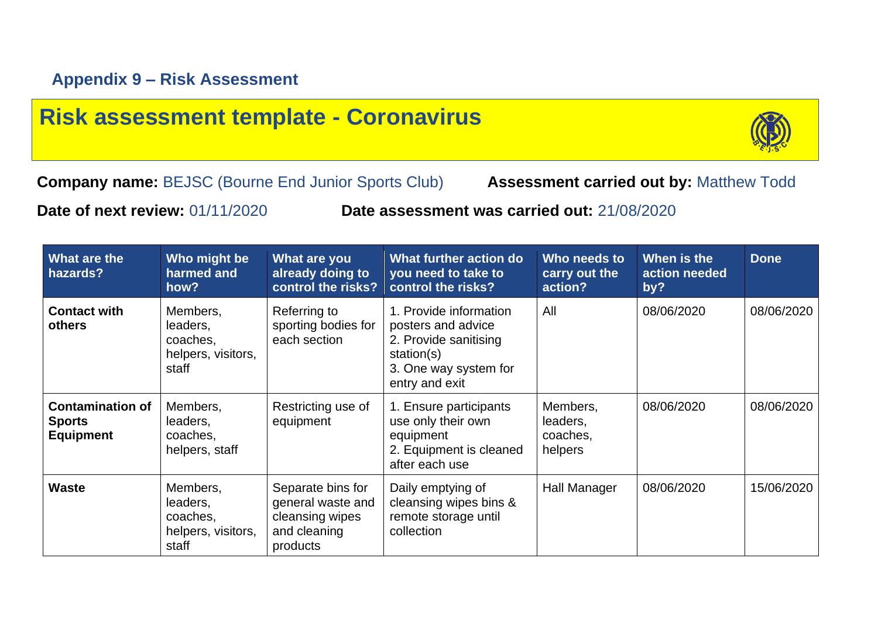## Appendix 9 – Risk Assessment

# Risk assessment template - Coronavirus

**Company name:** BEJSC (Bourne End Junior Sports Club) **Assessment carried out by:** Matthew Todd

**Date of next review:** 01/11/2020 **Date assessment was carried out:** 21/08/2020

| What are the hazards? | Who might be harmed and how? | What are you already doing to control the risks? | What further action do you need to take to control the risks? | Who needs to carry out the action? | When is the action needed by? | Done |
|---|---|---|---|---|---|---|
| **Contact with others** | Members, leaders, coaches, helpers, visitors, staff | Referring to sporting bodies for each section | 1. Provide information posters and advice<br>2. Provide sanitising station(s)<br>3. One way system for entry and exit | All | 08/06/2020 | 08/06/2020 |
| **Contamination of Sports Equipment** | Members, leaders, coaches, helpers, staff | Restricting use of equipment | 1. Ensure participants use only their own equipment<br>2. Equipment is cleaned after each use | Members, leaders, coaches, helpers | 08/06/2020 | 08/06/2020 |
| **Waste** | Members, leaders, coaches, helpers, visitors, staff | Separate bins for general waste and cleansing wipes and cleaning products | Daily emptying of cleansing wipes bins & remote storage until collection | Hall Manager | 08/06/2020 | 15/06/2020 |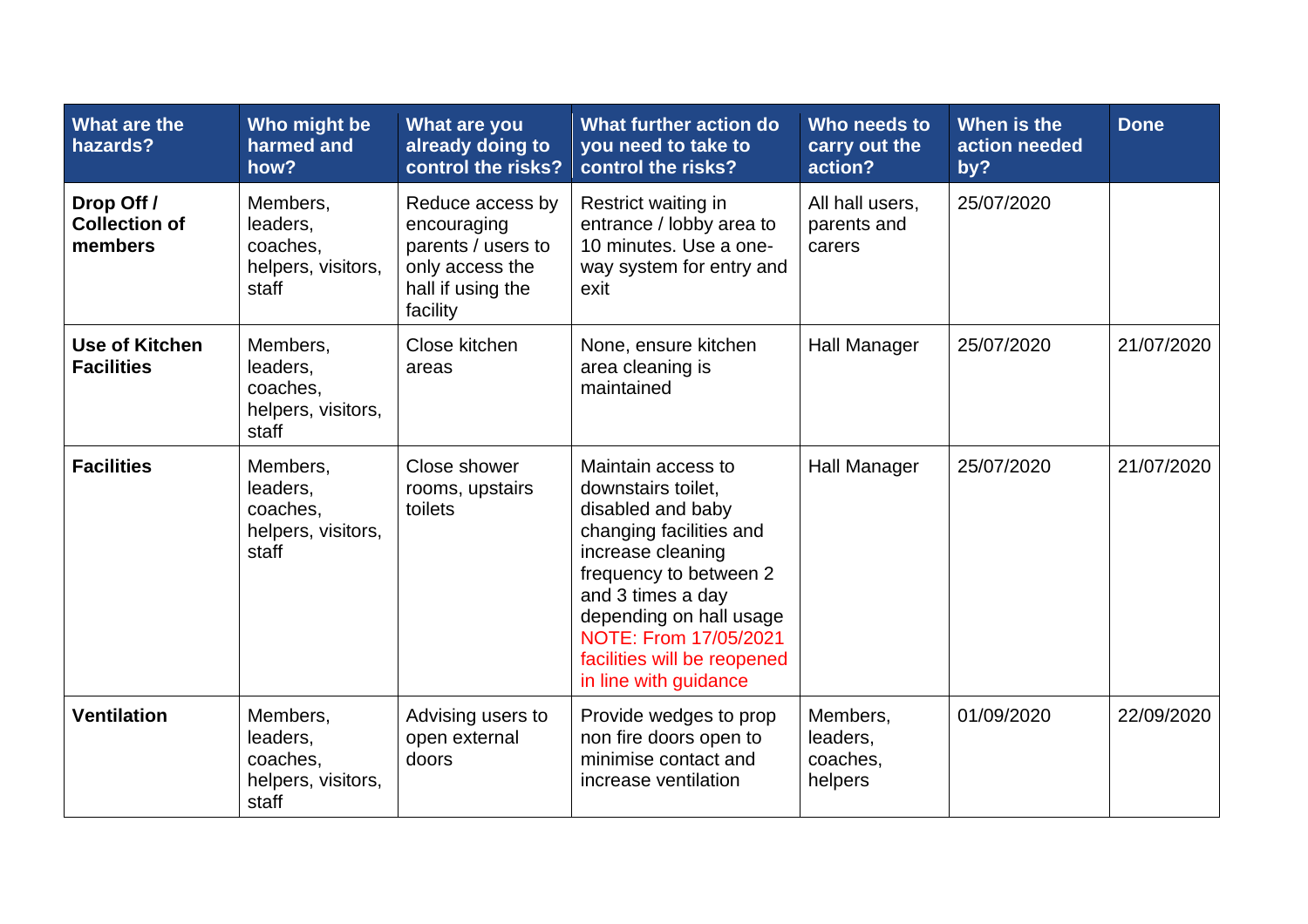| What are the hazards? | Who might be harmed and how? | What are you already doing to control the risks? | What further action do you need to take to control the risks? | Who needs to carry out the action? | When is the action needed by? | Done |
|---|---|---|---|---|---|---|
| **Drop Off / Collection of members** | Members, leaders, coaches, helpers, visitors, staff | Reduce access by encouraging parents / users to only access the hall if using the facility | Restrict waiting in entrance / lobby area to 10 minutes. Use a one-way system for entry and exit | All hall users, parents and carers | 25/07/2020 | |
| **Use of Kitchen Facilities** | Members, leaders, coaches, helpers, visitors, staff | Close kitchen areas | None, ensure kitchen area cleaning is maintained | Hall Manager | 25/07/2020 | 21/07/2020 |
| **Facilities** | Members, leaders, coaches, helpers, visitors, staff | Close shower rooms, upstairs toilets | Maintain access to downstairs toilet, disabled and baby changing facilities and increase cleaning frequency to between 2 and 3 times a day depending on hall usage NOTE: From 17/05/2021 facilities will be reopened in line with guidance | Hall Manager | 25/07/2020 | 21/07/2020 |
| **Ventilation** | Members, leaders, coaches, helpers, visitors, staff | Advising users to open external doors | Provide wedges to prop non fire doors open to minimise contact and increase ventilation | Members, leaders, coaches, helpers | 01/09/2020 | 22/09/2020 |